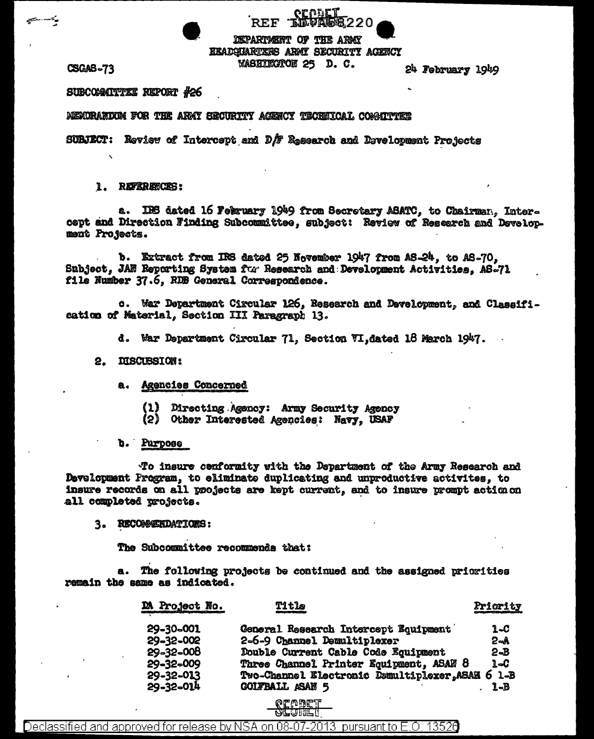SECRET

REF ID:A68220

DEPARTMENT OF THE ARMY
HEADQUARTERS ARMY SECURITY AGENCY
WASHINGTON 25 D. C.

CSGAS-73

24 February 1949

SUBCOMMITTEE REPORT #26

MEMORANDUM FOR THE ARMY SECURITY AGENCY TECHNICAL COMMITTEE

SUBJECT: Review of Intercept and D/F Research and Development Projects

1. REFERENCES:

a. IRS dated 16 February 1949 from Secretary ASATC, to Chairman, Intercept and Direction Finding Subcommittee, subject: Review of Research and Development Projects.

b. Extract from IRS dated 25 November 1947 from AS-24, to AS-70, Subject, JAN Reporting System for Research and Development Activities, AS-71 file Number 37.6, RDB General Correspondence.

c. War Department Circular 126, Research and Development, and Classification of Material, Section III Paragraph 13.

d. War Department Circular 71, Section VI, dated 18 March 1947.

2. DISCUSSION:

a. Agencies Concerned

(1) Directing Agency: Army Security Agency
(2) Other Interested Agencies: Navy, USAF

b. Purpose

To insure conformity with the Department of the Army Research and Development Program, to eliminate duplicating and unproductive activites, to insure records on all projects are kept current, and to insure prompt action on all completed projects.

3. RECOMMENDATIONS:

The Subcommittee recommends that:

a. The following projects be continued and the assigned priorities remain the same as indicated.

| DA Project No. | Title | Priority |
|---|---|---|
| 29-30-001 | General Research Intercept Equipment | 1-C |
| 29-32-002 | 2-6-9 Channel Demultiplexer | 2-A |
| 29-32-008 | Double Current Cable Code Equipment | 2-B |
| 29-32-009 | Three Channel Printer Equipment, ASAM 8 | 1-C |
| 29-32-013 | Two-Channel Electronic Demultiplexer, ASAM 6 | 1-B |
| 29-32-014 | GOLFBALL ASAM 5 | 1-B |

SECRET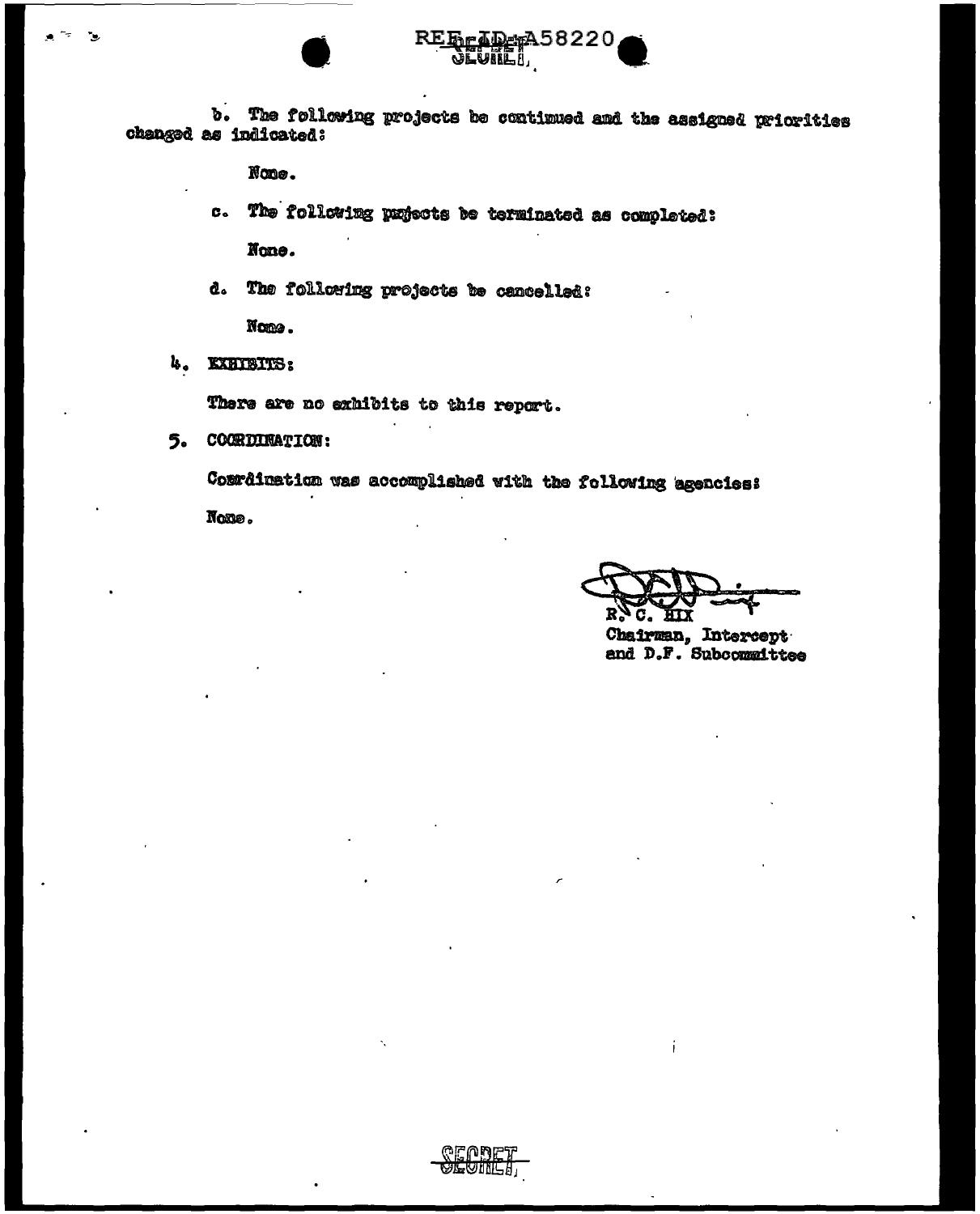b. The following projects be continued and the assigned priorities changed as indicated:

None.

c. The following projects be terminated as completed:

None.

d. The following projects be cancelled:

None.

4. EXHIBITS:

There are no exhibits to this report.

5. COORDINATION:

Coordination was accomplished with the following agencies:

None.

R. C. HIX
Chairman, Intercept and D.F. Subcommittee